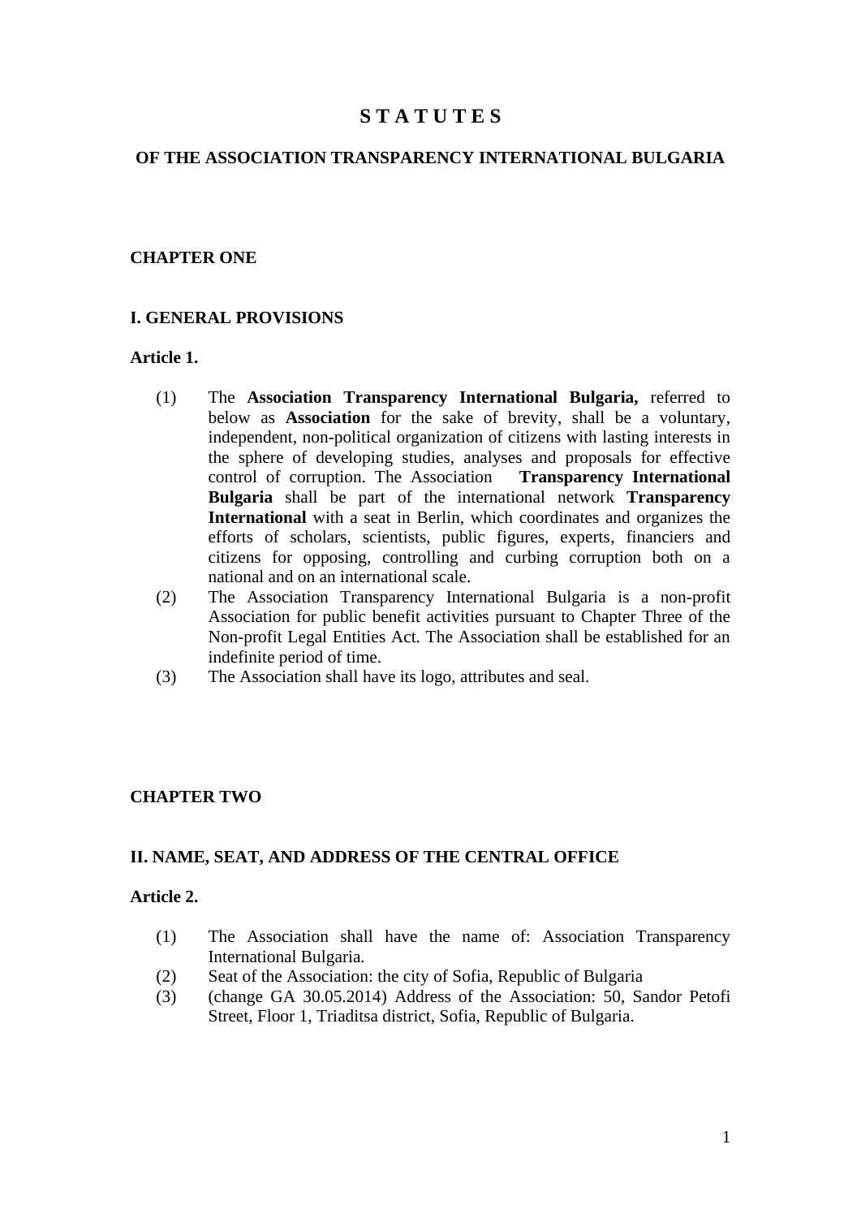# S T A T U T E S

## OF THE ASSOCIATION TRANSPARENCY INTERNATIONAL BULGARIA

### CHAPTER ONE

### I. GENERAL PROVISIONS

**Article 1.**

(1) The **Association Transparency International Bulgaria,** referred to below as **Association** for the sake of brevity, shall be a voluntary, independent, non-political organization of citizens with lasting interests in the sphere of developing studies, analyses and proposals for effective control of corruption. The Association **Transparency International Bulgaria** shall be part of the international network **Transparency International** with a seat in Berlin, which coordinates and organizes the efforts of scholars, scientists, public figures, experts, financiers and citizens for opposing, controlling and curbing corruption both on a national and on an international scale.

(2) The Association Transparency International Bulgaria is a non-profit Association for public benefit activities pursuant to Chapter Three of the Non-profit Legal Entities Act. The Association shall be established for an indefinite period of time.

(3) The Association shall have its logo, attributes and seal.

### CHAPTER TWO

### II. NAME, SEAT, AND ADDRESS OF THE CENTRAL OFFICE

**Article 2.**

(1) The Association shall have the name of: Association Transparency International Bulgaria.

(2) Seat of the Association: the city of Sofia, Republic of Bulgaria

(3) (change GA 30.05.2014) Address of the Association: 50, Sandor Petofi Street, Floor 1, Triaditsa district, Sofia, Republic of Bulgaria.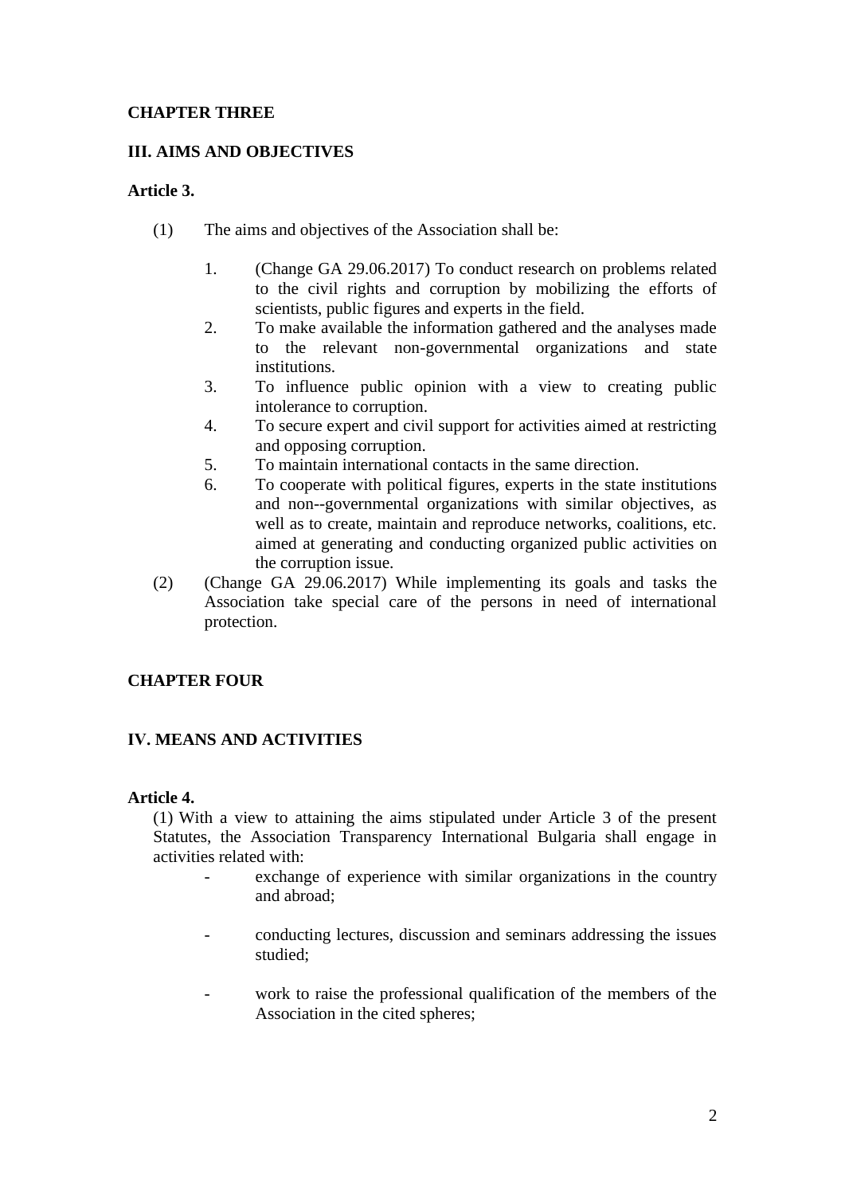**CHAPTER THREE**

**III. AIMS AND OBJECTIVES**

**Article 3.**

(1) The aims and objectives of the Association shall be:

1. (Change GA 29.06.2017) To conduct research on problems related to the civil rights and corruption by mobilizing the efforts of scientists, public figures and experts in the field.
2. To make available the information gathered and the analyses made to the relevant non-governmental organizations and state institutions.
3. To influence public opinion with a view to creating public intolerance to corruption.
4. To secure expert and civil support for activities aimed at restricting and opposing corruption.
5. To maintain international contacts in the same direction.
6. To cooperate with political figures, experts in the state institutions and non--governmental organizations with similar objectives, as well as to create, maintain and reproduce networks, coalitions, etc. aimed at generating and conducting organized public activities on the corruption issue.

(2) (Change GA 29.06.2017) While implementing its goals and tasks the Association take special care of the persons in need of international protection.

**CHAPTER FOUR**

**IV. MEANS AND ACTIVITIES**

**Article 4.**

(1) With a view to attaining the aims stipulated under Article 3 of the present Statutes, the Association Transparency International Bulgaria shall engage in activities related with:

- exchange of experience with similar organizations in the country and abroad;
- conducting lectures, discussion and seminars addressing the issues studied;
- work to raise the professional qualification of the members of the Association in the cited spheres;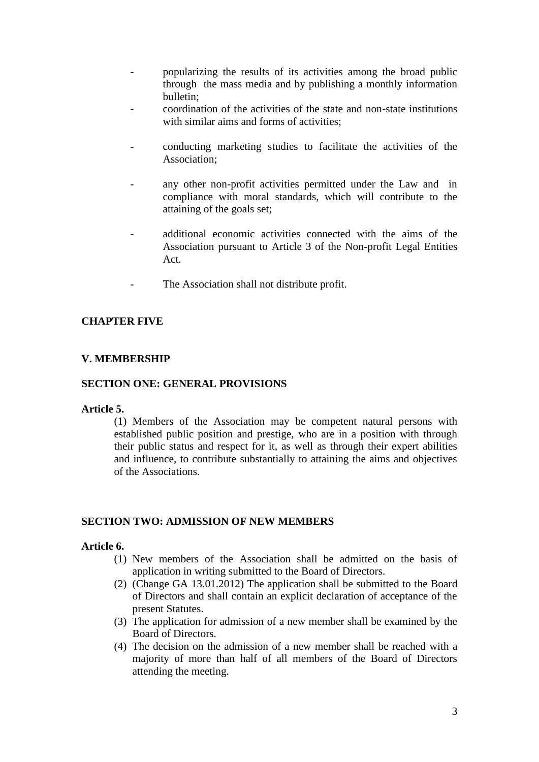- popularizing the results of its activities among the broad public through the mass media and by publishing a monthly information bulletin;
- coordination of the activities of the state and non-state institutions with similar aims and forms of activities;
- conducting marketing studies to facilitate the activities of the Association;
- any other non-profit activities permitted under the Law and in compliance with moral standards, which will contribute to the attaining of the goals set;
- additional economic activities connected with the aims of the Association pursuant to Article 3 of the Non-profit Legal Entities Act.
- The Association shall not distribute profit.

## CHAPTER FIVE

## V. MEMBERSHIP

### SECTION ONE: GENERAL PROVISIONS

**Article 5.**

(1) Members of the Association may be competent natural persons with established public position and prestige, who are in a position with through their public status and respect for it, as well as through their expert abilities and influence, to contribute substantially to attaining the aims and objectives of the Associations.

### SECTION TWO: ADMISSION OF NEW MEMBERS

**Article 6.**

(1) New members of the Association shall be admitted on the basis of application in writing submitted to the Board of Directors.

(2) (Change GA 13.01.2012) The application shall be submitted to the Board of Directors and shall contain an explicit declaration of acceptance of the present Statutes.

(3) The application for admission of a new member shall be examined by the Board of Directors.

(4) The decision on the admission of a new member shall be reached with a majority of more than half of all members of the Board of Directors attending the meeting.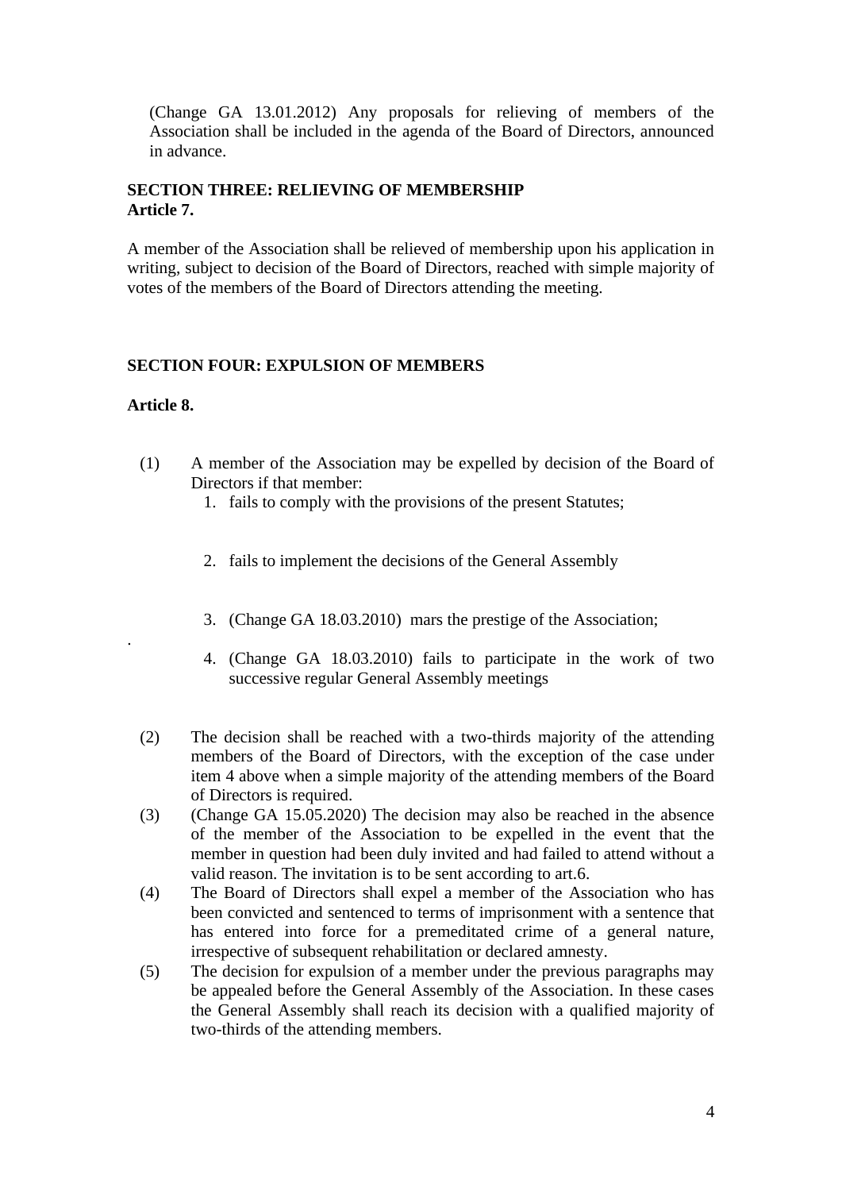(Change GA 13.01.2012) Any proposals for relieving of members of the Association shall be included in the agenda of the Board of Directors, announced in advance.

**SECTION THREE: RELIEVING OF MEMBERSHIP**
**Article 7.**

A member of the Association shall be relieved of membership upon his application in writing, subject to decision of the Board of Directors, reached with simple majority of votes of the members of the Board of Directors attending the meeting.

**SECTION FOUR: EXPULSION OF MEMBERS**

**Article 8.**

(1) A member of the Association may be expelled by decision of the Board of Directors if that member:

1. fails to comply with the provisions of the present Statutes;
2. fails to implement the decisions of the General Assembly
3. (Change GA 18.03.2010) mars the prestige of the Association;
4. (Change GA 18.03.2010) fails to participate in the work of two successive regular General Assembly meetings

(2) The decision shall be reached with a two-thirds majority of the attending members of the Board of Directors, with the exception of the case under item 4 above when a simple majority of the attending members of the Board of Directors is required.

(3) (Change GA 15.05.2020) The decision may also be reached in the absence of the member of the Association to be expelled in the event that the member in question had been duly invited and had failed to attend without a valid reason. The invitation is to be sent according to art.6.

(4) The Board of Directors shall expel a member of the Association who has been convicted and sentenced to terms of imprisonment with a sentence that has entered into force for a premeditated crime of a general nature, irrespective of subsequent rehabilitation or declared amnesty.

(5) The decision for expulsion of a member under the previous paragraphs may be appealed before the General Assembly of the Association. In these cases the General Assembly shall reach its decision with a qualified majority of two-thirds of the attending members.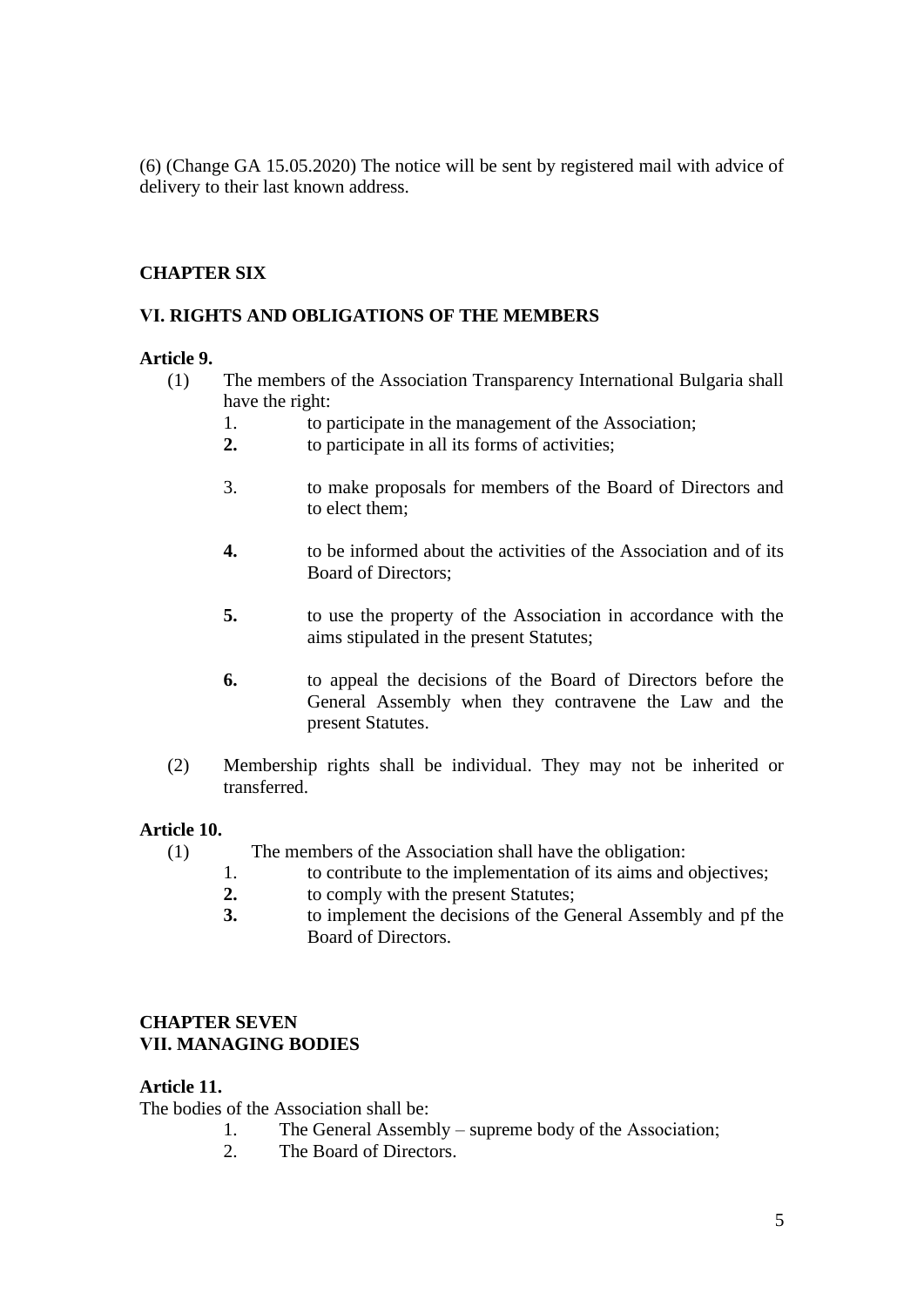(6) (Change GA 15.05.2020) The notice will be sent by registered mail with advice of delivery to their last known address.

**CHAPTER SIX**

**VI. RIGHTS AND OBLIGATIONS OF THE MEMBERS**

**Article 9.**

(1) The members of the Association Transparency International Bulgaria shall have the right:

1. to participate in the management of the Association;
2. to participate in all its forms of activities;
3. to make proposals for members of the Board of Directors and to elect them;
4. to be informed about the activities of the Association and of its Board of Directors;
5. to use the property of the Association in accordance with the aims stipulated in the present Statutes;
6. to appeal the decisions of the Board of Directors before the General Assembly when they contravene the Law and the present Statutes.

(2) Membership rights shall be individual. They may not be inherited or transferred.

**Article 10.**

(1) The members of the Association shall have the obligation:

1. to contribute to the implementation of its aims and objectives;
2. to comply with the present Statutes;
3. to implement the decisions of the General Assembly and pf the Board of Directors.

**CHAPTER SEVEN**
**VII. MANAGING BODIES**

**Article 11.**

The bodies of the Association shall be:

1. The General Assembly – supreme body of the Association;
2. The Board of Directors.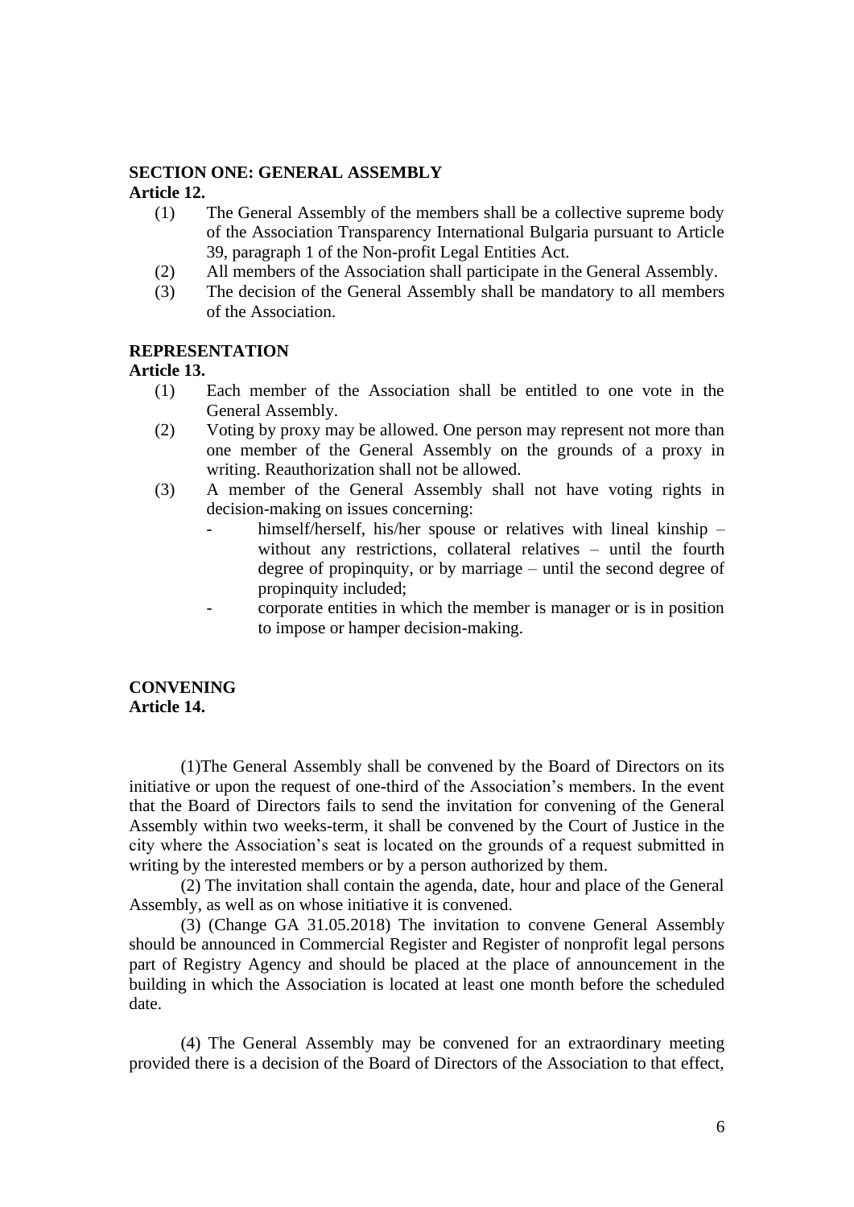## SECTION ONE: GENERAL ASSEMBLY

**Article 12.**

(1) The General Assembly of the members shall be a collective supreme body of the Association Transparency International Bulgaria pursuant to Article 39, paragraph 1 of the Non-profit Legal Entities Act.

(2) All members of the Association shall participate in the General Assembly.

(3) The decision of the General Assembly shall be mandatory to all members of the Association.

## REPRESENTATION

**Article 13.**

(1) Each member of the Association shall be entitled to one vote in the General Assembly.

(2) Voting by proxy may be allowed. One person may represent not more than one member of the General Assembly on the grounds of a proxy in writing. Reauthorization shall not be allowed.

(3) A member of the General Assembly shall not have voting rights in decision-making on issues concerning:

- himself/herself, his/her spouse or relatives with lineal kinship – without any restrictions, collateral relatives – until the fourth degree of propinquity, or by marriage – until the second degree of propinquity included;
- corporate entities in which the member is manager or is in position to impose or hamper decision-making.

## CONVENING

**Article 14.**

(1)The General Assembly shall be convened by the Board of Directors on its initiative or upon the request of one-third of the Association's members. In the event that the Board of Directors fails to send the invitation for convening of the General Assembly within two weeks-term, it shall be convened by the Court of Justice in the city where the Association's seat is located on the grounds of a request submitted in writing by the interested members or by a person authorized by them.

(2) The invitation shall contain the agenda, date, hour and place of the General Assembly, as well as on whose initiative it is convened.

(3) (Change GA 31.05.2018) The invitation to convene General Assembly should be announced in Commercial Register and Register of nonprofit legal persons part of Registry Agency and should be placed at the place of announcement in the building in which the Association is located at least one month before the scheduled date.

(4) The General Assembly may be convened for an extraordinary meeting provided there is a decision of the Board of Directors of the Association to that effect,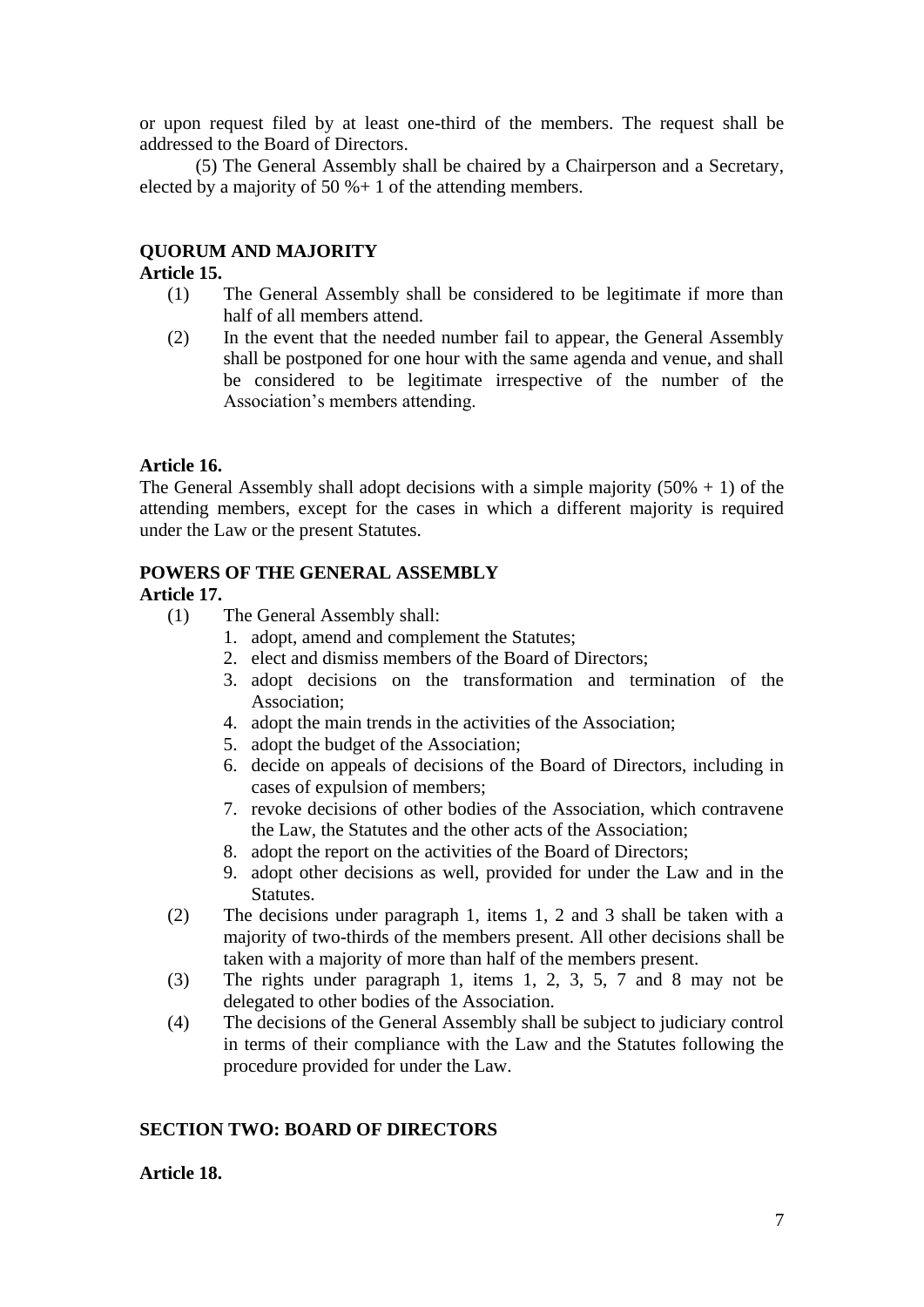or upon request filed by at least one-third of the members. The request shall be addressed to the Board of Directors.

(5) The General Assembly shall be chaired by a Chairperson and a Secretary, elected by a majority of 50 %+ 1 of the attending members.

**QUORUM AND MAJORITY**

**Article 15.**

(1) The General Assembly shall be considered to be legitimate if more than half of all members attend.

(2) In the event that the needed number fail to appear, the General Assembly shall be postponed for one hour with the same agenda and venue, and shall be considered to be legitimate irrespective of the number of the Association's members attending.

**Article 16.**

The General Assembly shall adopt decisions with a simple majority (50% + 1) of the attending members, except for the cases in which a different majority is required under the Law or the present Statutes.

**POWERS OF THE GENERAL ASSEMBLY**

**Article 17.**

(1) The General Assembly shall:

1. adopt, amend and complement the Statutes;
2. elect and dismiss members of the Board of Directors;
3. adopt decisions on the transformation and termination of the Association;
4. adopt the main trends in the activities of the Association;
5. adopt the budget of the Association;
6. decide on appeals of decisions of the Board of Directors, including in cases of expulsion of members;
7. revoke decisions of other bodies of the Association, which contravene the Law, the Statutes and the other acts of the Association;
8. adopt the report on the activities of the Board of Directors;
9. adopt other decisions as well, provided for under the Law and in the Statutes.

(2) The decisions under paragraph 1, items 1, 2 and 3 shall be taken with a majority of two-thirds of the members present. All other decisions shall be taken with a majority of more than half of the members present.

(3) The rights under paragraph 1, items 1, 2, 3, 5, 7 and 8 may not be delegated to other bodies of the Association.

(4) The decisions of the General Assembly shall be subject to judiciary control in terms of their compliance with the Law and the Statutes following the procedure provided for under the Law.

**SECTION TWO: BOARD OF DIRECTORS**

**Article 18.**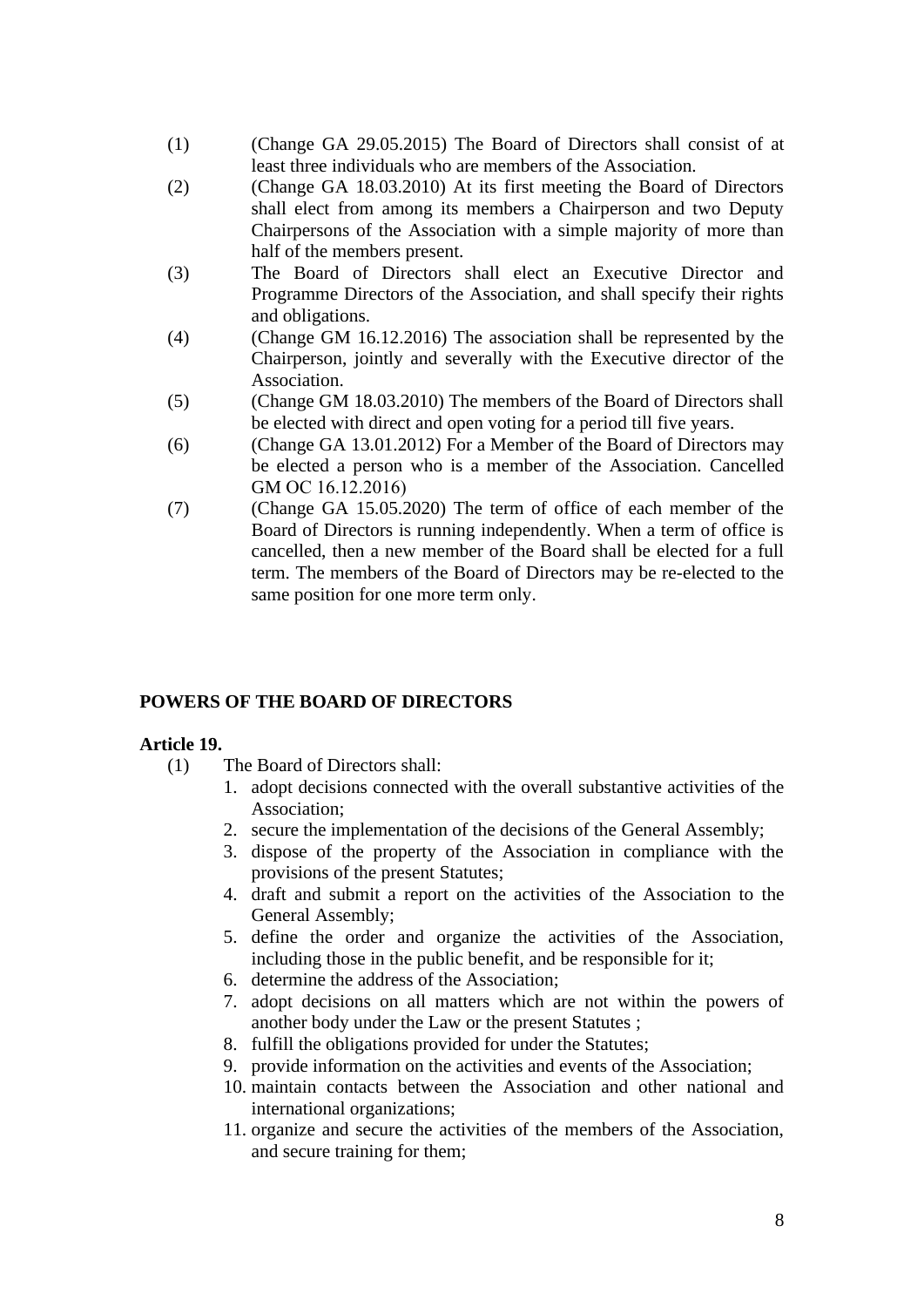(1) (Change GA 29.05.2015) The Board of Directors shall consist of at least three individuals who are members of the Association.

(2) (Change GA 18.03.2010) At its first meeting the Board of Directors shall elect from among its members a Chairperson and two Deputy Chairpersons of the Association with a simple majority of more than half of the members present.

(3) The Board of Directors shall elect an Executive Director and Programme Directors of the Association, and shall specify their rights and obligations.

(4) (Change GM 16.12.2016) The association shall be represented by the Chairperson, jointly and severally with the Executive director of the Association.

(5) (Change GM 18.03.2010) The members of the Board of Directors shall be elected with direct and open voting for a period till five years.

(6) (Change GA 13.01.2012) For a Member of the Board of Directors may be elected a person who is a member of the Association. Cancelled GM OC 16.12.2016)

(7) (Change GA 15.05.2020) The term of office of each member of the Board of Directors is running independently. When a term of office is cancelled, then a new member of the Board shall be elected for a full term. The members of the Board of Directors may be re-elected to the same position for one more term only.

**POWERS OF THE BOARD OF DIRECTORS**

**Article 19.**

(1) The Board of Directors shall:

1. adopt decisions connected with the overall substantive activities of the Association;
2. secure the implementation of the decisions of the General Assembly;
3. dispose of the property of the Association in compliance with the provisions of the present Statutes;
4. draft and submit a report on the activities of the Association to the General Assembly;
5. define the order and organize the activities of the Association, including those in the public benefit, and be responsible for it;
6. determine the address of the Association;
7. adopt decisions on all matters which are not within the powers of another body under the Law or the present Statutes ;
8. fulfill the obligations provided for under the Statutes;
9. provide information on the activities and events of the Association;
10. maintain contacts between the Association and other national and international organizations;
11. organize and secure the activities of the members of the Association, and secure training for them;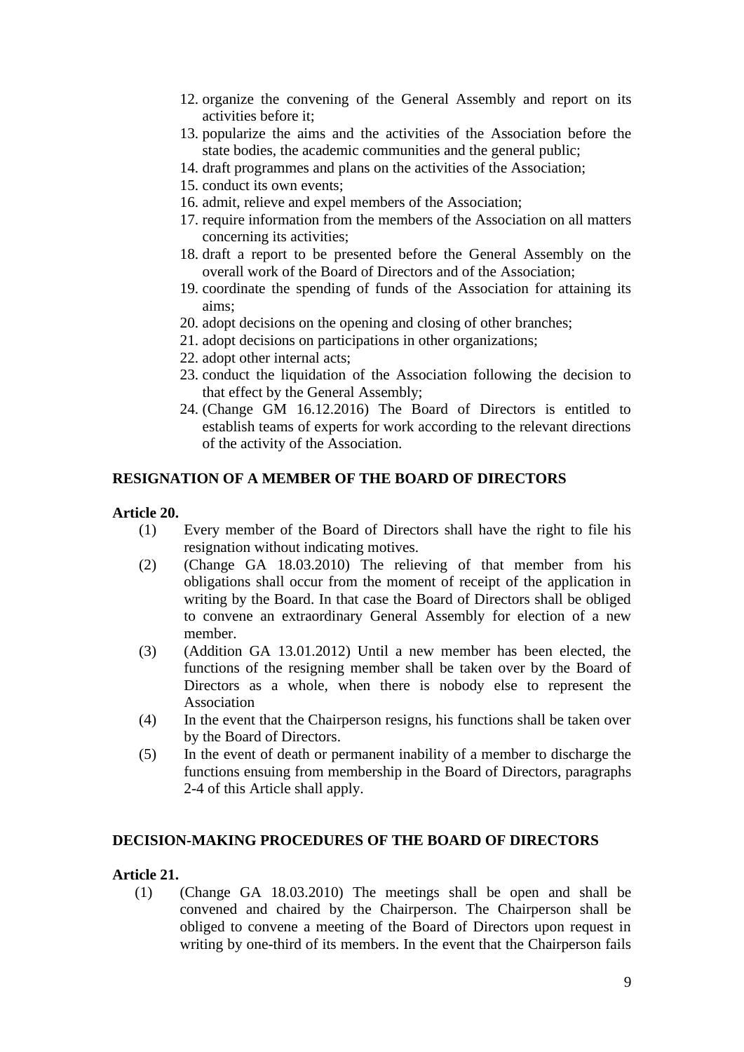12. organize the convening of the General Assembly and report on its activities before it;
13. popularize the aims and the activities of the Association before the state bodies, the academic communities and the general public;
14. draft programmes and plans on the activities of the Association;
15. conduct its own events;
16. admit, relieve and expel members of the Association;
17. require information from the members of the Association on all matters concerning its activities;
18. draft a report to be presented before the General Assembly on the overall work of the Board of Directors and of the Association;
19. coordinate the spending of funds of the Association for attaining its aims;
20. adopt decisions on the opening and closing of other branches;
21. adopt decisions on participations in other organizations;
22. adopt other internal acts;
23. conduct the liquidation of the Association following the decision to that effect by the General Assembly;
24. (Change GM 16.12.2016) The Board of Directors is entitled to establish teams of experts for work according to the relevant directions of the activity of the Association.

**RESIGNATION OF A MEMBER OF THE BOARD OF DIRECTORS**

**Article 20.**

(1) Every member of the Board of Directors shall have the right to file his resignation without indicating motives.

(2) (Change GA 18.03.2010) The relieving of that member from his obligations shall occur from the moment of receipt of the application in writing by the Board. In that case the Board of Directors shall be obliged to convene an extraordinary General Assembly for election of a new member.

(3) (Addition GA 13.01.2012) Until a new member has been elected, the functions of the resigning member shall be taken over by the Board of Directors as a whole, when there is nobody else to represent the Association

(4) In the event that the Chairperson resigns, his functions shall be taken over by the Board of Directors.

(5) In the event of death or permanent inability of a member to discharge the functions ensuing from membership in the Board of Directors, paragraphs 2-4 of this Article shall apply.

**DECISION-MAKING PROCEDURES OF THE BOARD OF DIRECTORS**

**Article 21.**

(1) (Change GA 18.03.2010) The meetings shall be open and shall be convened and chaired by the Chairperson. The Chairperson shall be obliged to convene a meeting of the Board of Directors upon request in writing by one-third of its members. In the event that the Chairperson fails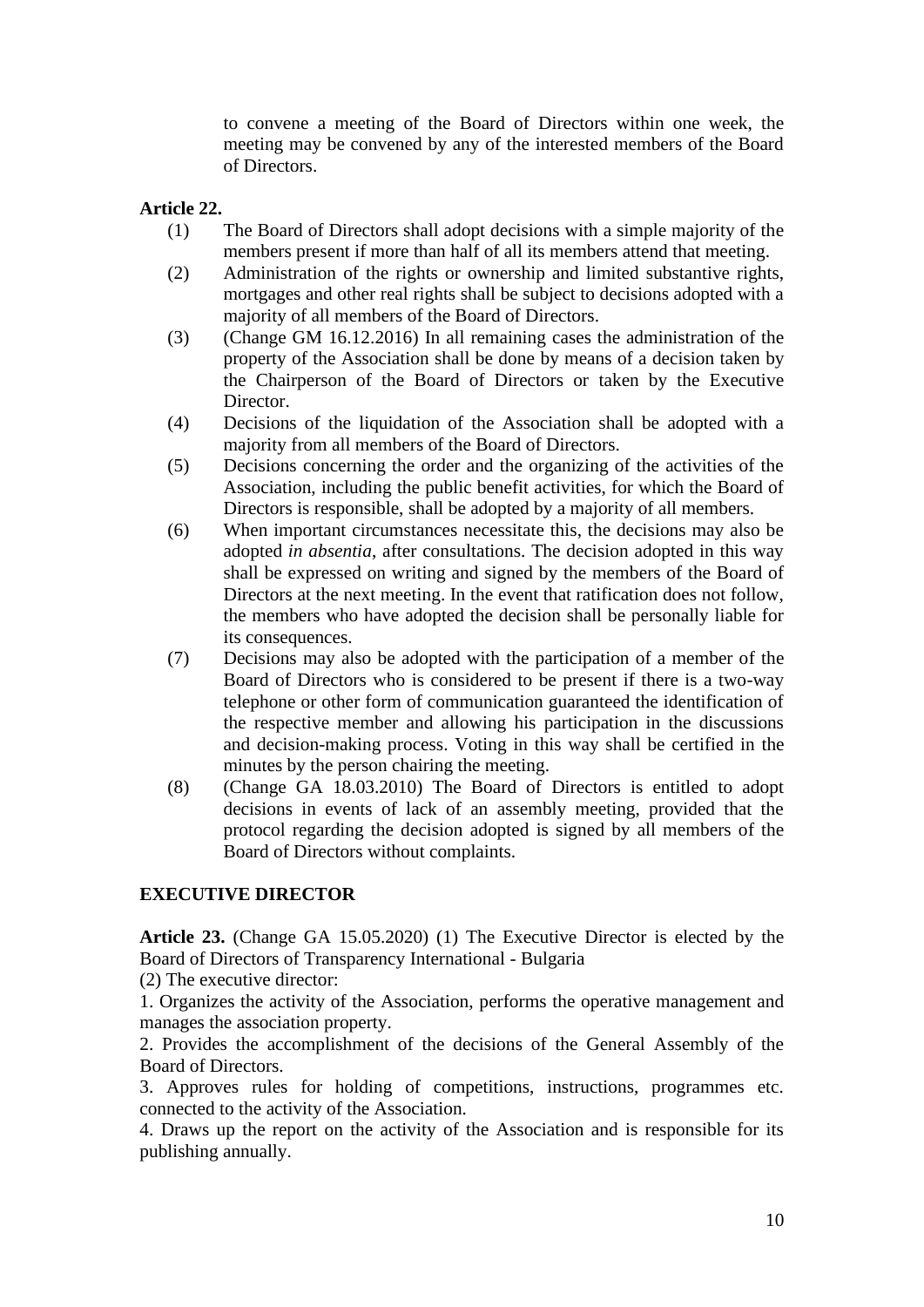to convene a meeting of the Board of Directors within one week, the meeting may be convened by any of the interested members of the Board of Directors.

**Article 22.**

(1) The Board of Directors shall adopt decisions with a simple majority of the members present if more than half of all its members attend that meeting.

(2) Administration of the rights or ownership and limited substantive rights, mortgages and other real rights shall be subject to decisions adopted with a majority of all members of the Board of Directors.

(3) (Change GM 16.12.2016) In all remaining cases the administration of the property of the Association shall be done by means of a decision taken by the Chairperson of the Board of Directors or taken by the Executive Director.

(4) Decisions of the liquidation of the Association shall be adopted with a majority from all members of the Board of Directors.

(5) Decisions concerning the order and the organizing of the activities of the Association, including the public benefit activities, for which the Board of Directors is responsible, shall be adopted by a majority of all members.

(6) When important circumstances necessitate this, the decisions may also be adopted *in absentia*, after consultations. The decision adopted in this way shall be expressed on writing and signed by the members of the Board of Directors at the next meeting. In the event that ratification does not follow, the members who have adopted the decision shall be personally liable for its consequences.

(7) Decisions may also be adopted with the participation of a member of the Board of Directors who is considered to be present if there is a two-way telephone or other form of communication guaranteed the identification of the respective member and allowing his participation in the discussions and decision-making process. Voting in this way shall be certified in the minutes by the person chairing the meeting.

(8) (Change GA 18.03.2010) The Board of Directors is entitled to adopt decisions in events of lack of an assembly meeting, provided that the protocol regarding the decision adopted is signed by all members of the Board of Directors without complaints.

## EXECUTIVE DIRECTOR

**Article 23.** (Change GA 15.05.2020) (1) The Executive Director is elected by the Board of Directors of Transparency International - Bulgaria

(2) The executive director:

1. Organizes the activity of the Association, performs the operative management and manages the association property.
2. Provides the accomplishment of the decisions of the General Assembly of the Board of Directors.
3. Approves rules for holding of competitions, instructions, programmes etc. connected to the activity of the Association.
4. Draws up the report on the activity of the Association and is responsible for its publishing annually.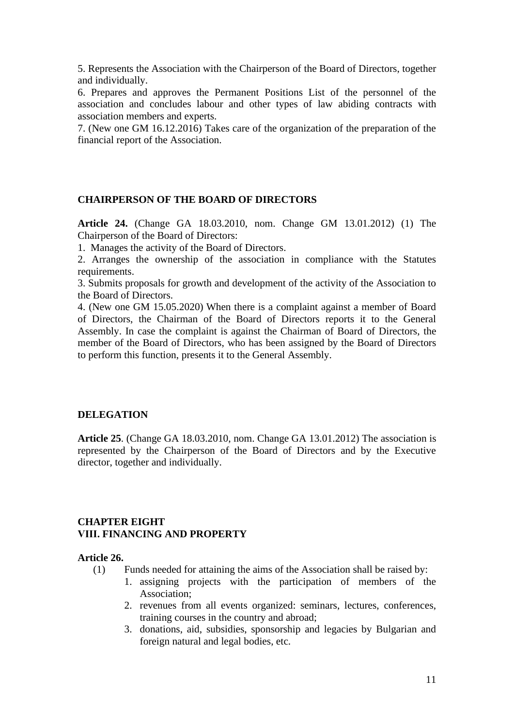5. Represents the Association with the Chairperson of the Board of Directors, together and individually.

6. Prepares and approves the Permanent Positions List of the personnel of the association and concludes labour and other types of law abiding contracts with association members and experts.

7. (New one GM 16.12.2016) Takes care of the organization of the preparation of the financial report of the Association.

**CHAIRPERSON OF THE BOARD OF DIRECTORS**

**Article 24.** (Change GA 18.03.2010, nom. Change GM 13.01.2012) (1) The Chairperson of the Board of Directors:

1. Manages the activity of the Board of Directors.
2. Arranges the ownership of the association in compliance with the Statutes requirements.
3. Submits proposals for growth and development of the activity of the Association to the Board of Directors.
4. (New one GM 15.05.2020) When there is a complaint against a member of Board of Directors, the Chairman of the Board of Directors reports it to the General Assembly. In case the complaint is against the Chairman of Board of Directors, the member of the Board of Directors, who has been assigned by the Board of Directors to perform this function, presents it to the General Assembly.

**DELEGATION**

**Article 25**. (Change GA 18.03.2010, nom. Change GA 13.01.2012) The association is represented by the Chairperson of the Board of Directors and by the Executive director, together and individually.

**CHAPTER EIGHT**
**VIII. FINANCING AND PROPERTY**

**Article 26.**

(1) Funds needed for attaining the aims of the Association shall be raised by:

1. assigning projects with the participation of members of the Association;
2. revenues from all events organized: seminars, lectures, conferences, training courses in the country and abroad;
3. donations, aid, subsidies, sponsorship and legacies by Bulgarian and foreign natural and legal bodies, etc.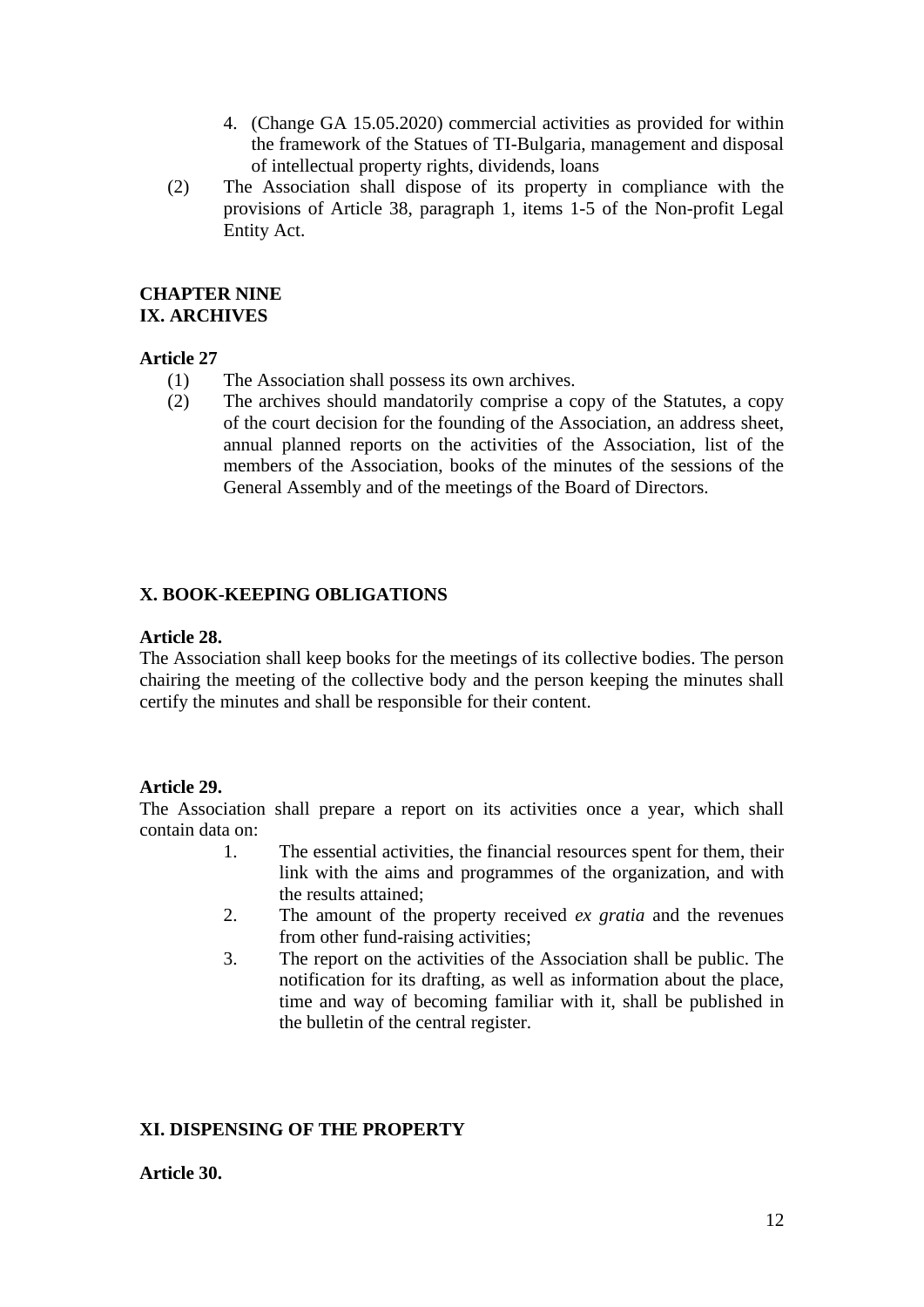4. (Change GA 15.05.2020) commercial activities as provided for within the framework of the Statues of TI-Bulgaria, management and disposal of intellectual property rights, dividends, loans

(2) The Association shall dispose of its property in compliance with the provisions of Article 38, paragraph 1, items 1-5 of the Non-profit Legal Entity Act.

## CHAPTER NINE
## IX. ARCHIVES

**Article 27**

(1) The Association shall possess its own archives.

(2) The archives should mandatorily comprise a copy of the Statutes, a copy of the court decision for the founding of the Association, an address sheet, annual planned reports on the activities of the Association, list of the members of the Association, books of the minutes of the sessions of the General Assembly and of the meetings of the Board of Directors.

## X. BOOK-KEEPING OBLIGATIONS

**Article 28.**

The Association shall keep books for the meetings of its collective bodies. The person chairing the meeting of the collective body and the person keeping the minutes shall certify the minutes and shall be responsible for their content.

**Article 29.**

The Association shall prepare a report on its activities once a year, which shall contain data on:

1. The essential activities, the financial resources spent for them, their link with the aims and programmes of the organization, and with the results attained;
2. The amount of the property received *ex gratia* and the revenues from other fund-raising activities;
3. The report on the activities of the Association shall be public. The notification for its drafting, as well as information about the place, time and way of becoming familiar with it, shall be published in the bulletin of the central register.

## XI. DISPENSING OF THE PROPERTY

**Article 30.**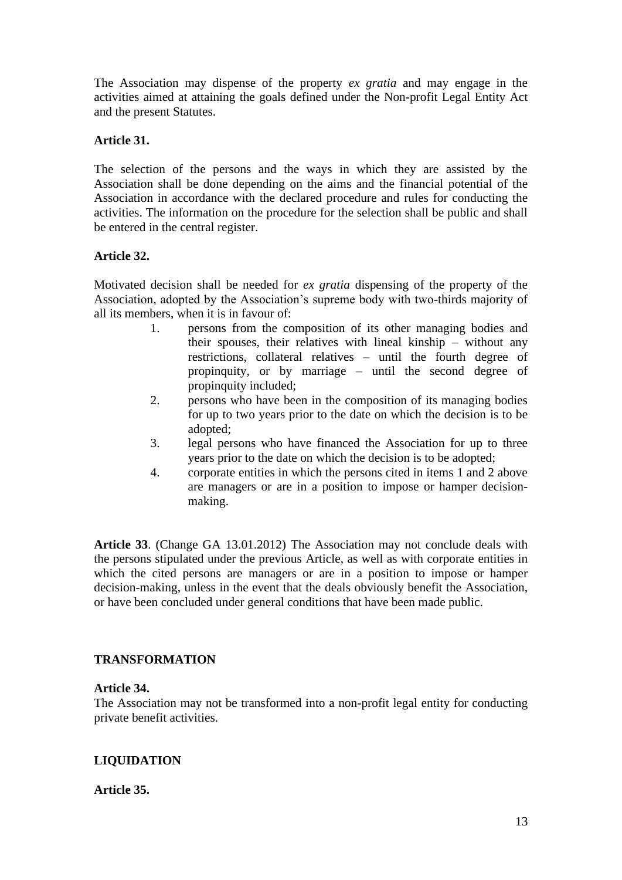The Association may dispense of the property *ex gratia* and may engage in the activities aimed at attaining the goals defined under the Non-profit Legal Entity Act and the present Statutes.

**Article 31.**

The selection of the persons and the ways in which they are assisted by the Association shall be done depending on the aims and the financial potential of the Association in accordance with the declared procedure and rules for conducting the activities. The information on the procedure for the selection shall be public and shall be entered in the central register.

**Article 32.**

Motivated decision shall be needed for *ex gratia* dispensing of the property of the Association, adopted by the Association's supreme body with two-thirds majority of all its members, when it is in favour of:

1. persons from the composition of its other managing bodies and their spouses, their relatives with lineal kinship – without any restrictions, collateral relatives – until the fourth degree of propinquity, or by marriage – until the second degree of propinquity included;
2. persons who have been in the composition of its managing bodies for up to two years prior to the date on which the decision is to be adopted;
3. legal persons who have financed the Association for up to three years prior to the date on which the decision is to be adopted;
4. corporate entities in which the persons cited in items 1 and 2 above are managers or are in a position to impose or hamper decision-making.

**Article 33**. (Change GA 13.01.2012) The Association may not conclude deals with the persons stipulated under the previous Article, as well as with corporate entities in which the cited persons are managers or are in a position to impose or hamper decision-making, unless in the event that the deals obviously benefit the Association, or have been concluded under general conditions that have been made public.

**TRANSFORMATION**

**Article 34.**

The Association may not be transformed into a non-profit legal entity for conducting private benefit activities.

**LIQUIDATION**

**Article 35.**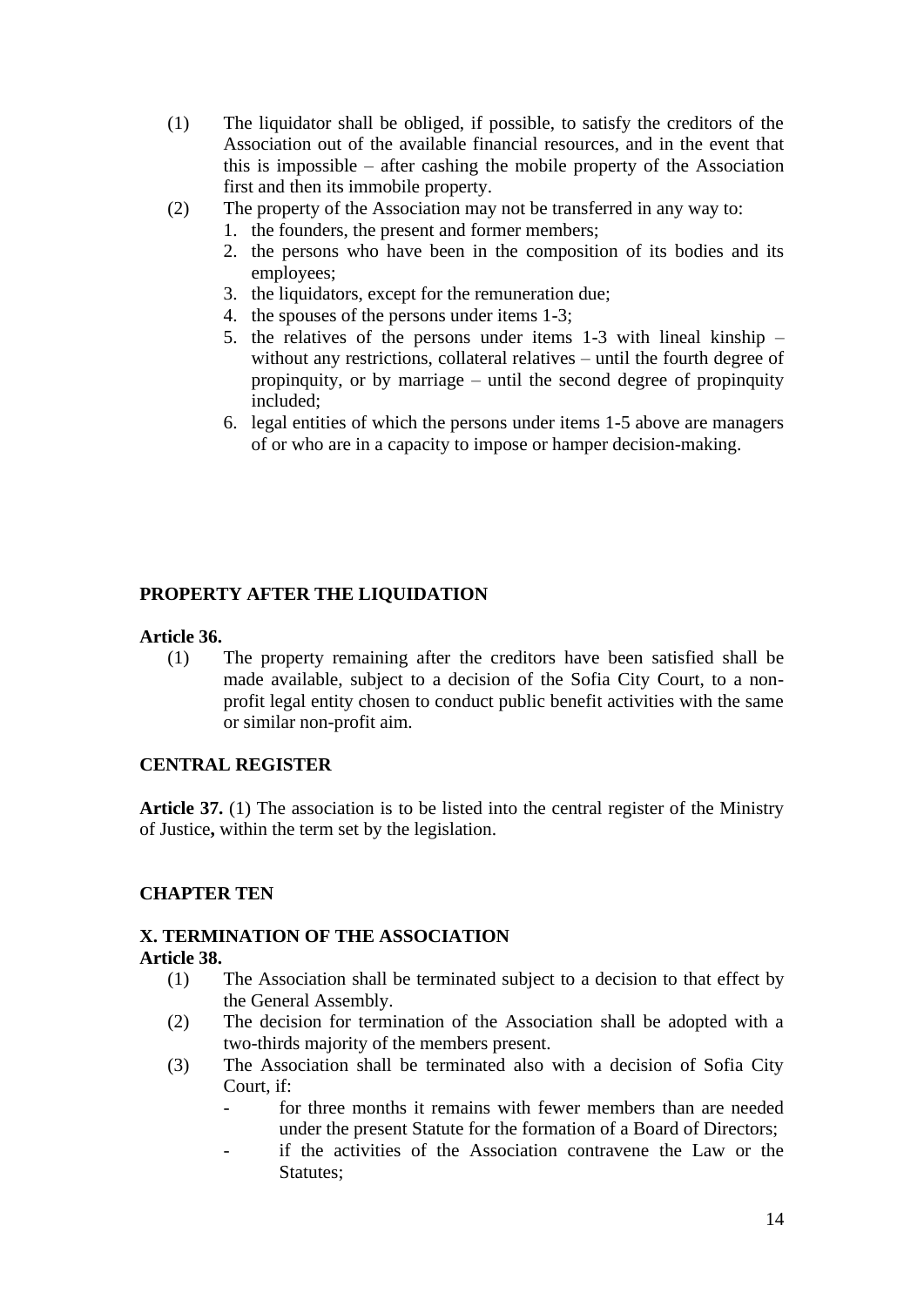(1) The liquidator shall be obliged, if possible, to satisfy the creditors of the Association out of the available financial resources, and in the event that this is impossible – after cashing the mobile property of the Association first and then its immobile property.

(2) The property of the Association may not be transferred in any way to:

1. the founders, the present and former members;
2. the persons who have been in the composition of its bodies and its employees;
3. the liquidators, except for the remuneration due;
4. the spouses of the persons under items 1-3;
5. the relatives of the persons under items 1-3 with lineal kinship – without any restrictions, collateral relatives – until the fourth degree of propinquity, or by marriage – until the second degree of propinquity included;
6. legal entities of which the persons under items 1-5 above are managers of or who are in a capacity to impose or hamper decision-making.

**PROPERTY AFTER THE LIQUIDATION**

**Article 36.**

(1) The property remaining after the creditors have been satisfied shall be made available, subject to a decision of the Sofia City Court, to a non-profit legal entity chosen to conduct public benefit activities with the same or similar non-profit aim.

**CENTRAL REGISTER**

**Article 37.** (1) The association is to be listed into the central register of the Ministry of Justice**,** within the term set by the legislation.

**CHAPTER TEN**

**X. TERMINATION OF THE ASSOCIATION**

**Article 38.**

(1) The Association shall be terminated subject to a decision to that effect by the General Assembly.

(2) The decision for termination of the Association shall be adopted with a two-thirds majority of the members present.

(3) The Association shall be terminated also with a decision of Sofia City Court, if:

- for three months it remains with fewer members than are needed under the present Statute for the formation of a Board of Directors;
- if the activities of the Association contravene the Law or the Statutes;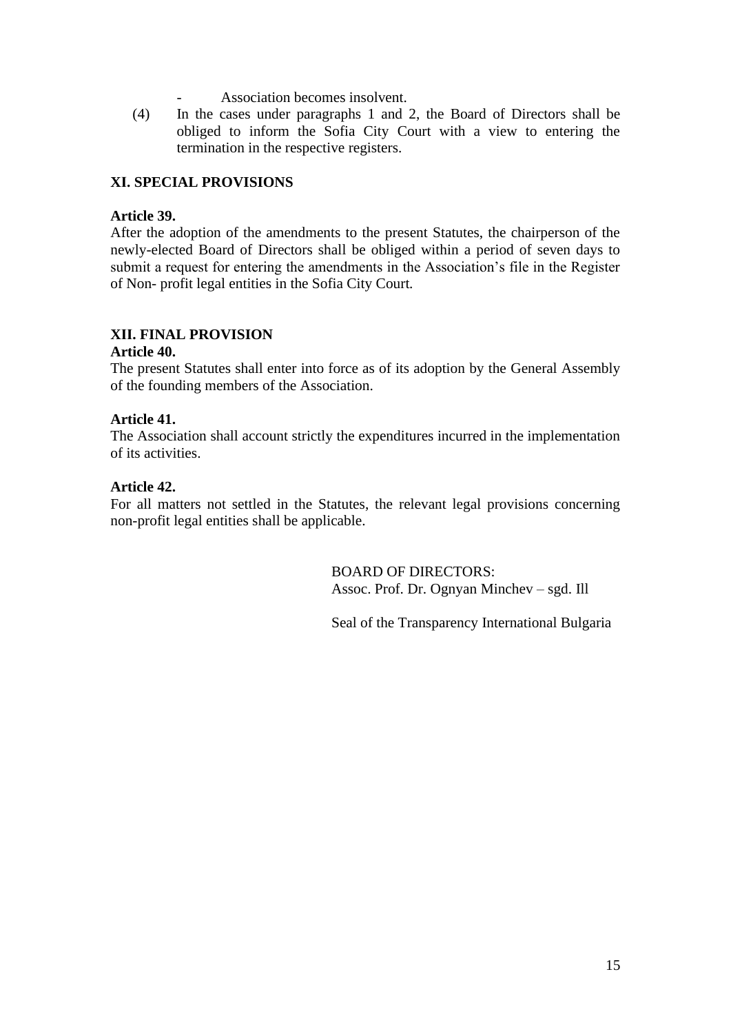- Association becomes insolvent.

(4) In the cases under paragraphs 1 and 2, the Board of Directors shall be obliged to inform the Sofia City Court with a view to entering the termination in the respective registers.

## XI. SPECIAL PROVISIONS

**Article 39.**

After the adoption of the amendments to the present Statutes, the chairperson of the newly-elected Board of Directors shall be obliged within a period of seven days to submit a request for entering the amendments in the Association's file in the Register of Non- profit legal entities in the Sofia City Court.

## XII. FINAL PROVISION

**Article 40.**

The present Statutes shall enter into force as of its adoption by the General Assembly of the founding members of the Association.

**Article 41.**

The Association shall account strictly the expenditures incurred in the implementation of its activities.

**Article 42.**

For all matters not settled in the Statutes, the relevant legal provisions concerning non-profit legal entities shall be applicable.

BOARD OF DIRECTORS:
Assoc. Prof. Dr. Ognyan Minchev – sgd. Ill

Seal of the Transparency International Bulgaria